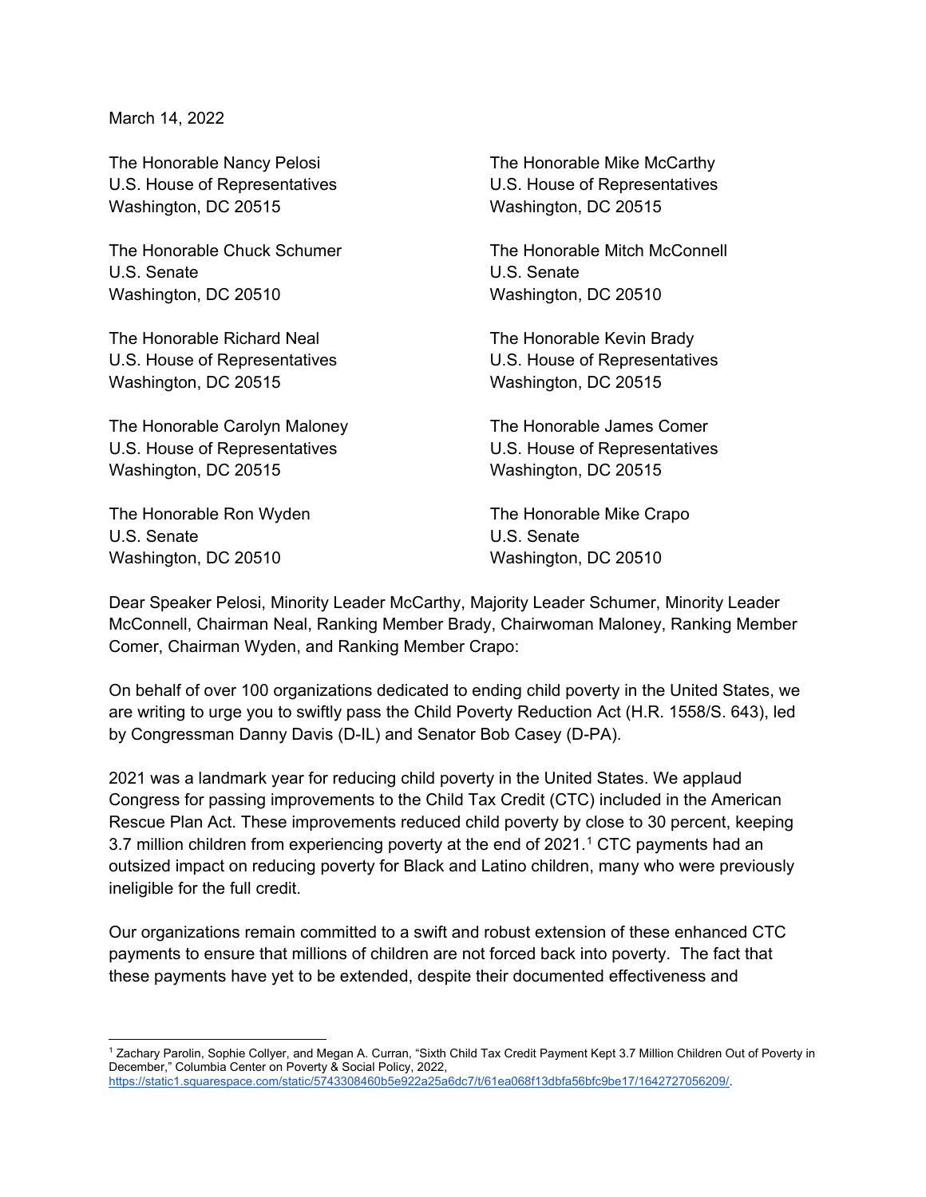March 14, 2022

The Honorable Nancy Pelosi
U.S. House of Representatives
Washington, DC 20515

The Honorable Mike McCarthy
U.S. House of Representatives
Washington, DC 20515

The Honorable Chuck Schumer
U.S. Senate
Washington, DC 20510

The Honorable Mitch McConnell
U.S. Senate
Washington, DC 20510

The Honorable Richard Neal
U.S. House of Representatives
Washington, DC 20515

The Honorable Kevin Brady
U.S. House of Representatives
Washington, DC 20515

The Honorable Carolyn Maloney
U.S. House of Representatives
Washington, DC 20515

The Honorable James Comer
U.S. House of Representatives
Washington, DC 20515

The Honorable Ron Wyden
U.S. Senate
Washington, DC 20510

The Honorable Mike Crapo
U.S. Senate
Washington, DC 20510

Dear Speaker Pelosi, Minority Leader McCarthy, Majority Leader Schumer, Minority Leader McConnell, Chairman Neal, Ranking Member Brady, Chairwoman Maloney, Ranking Member Comer, Chairman Wyden, and Ranking Member Crapo:

On behalf of over 100 organizations dedicated to ending child poverty in the United States, we are writing to urge you to swiftly pass the Child Poverty Reduction Act (H.R. 1558/S. 643), led by Congressman Danny Davis (D-IL) and Senator Bob Casey (D-PA).

2021 was a landmark year for reducing child poverty in the United States. We applaud Congress for passing improvements to the Child Tax Credit (CTC) included in the American Rescue Plan Act. These improvements reduced child poverty by close to 30 percent, keeping 3.7 million children from experiencing poverty at the end of 2021.[1] CTC payments had an outsized impact on reducing poverty for Black and Latino children, many who were previously ineligible for the full credit.

Our organizations remain committed to a swift and robust extension of these enhanced CTC payments to ensure that millions of children are not forced back into poverty. The fact that these payments have yet to be extended, despite their documented effectiveness and

[1] Zachary Parolin, Sophie Collyer, and Megan A. Curran, "Sixth Child Tax Credit Payment Kept 3.7 Million Children Out of Poverty in December," Columbia Center on Poverty & Social Policy, 2022, https://static1.squarespace.com/static/5743308460b5e922a25a6dc7/t/61ea068f13dbfa56bfc9be17/1642727056209/.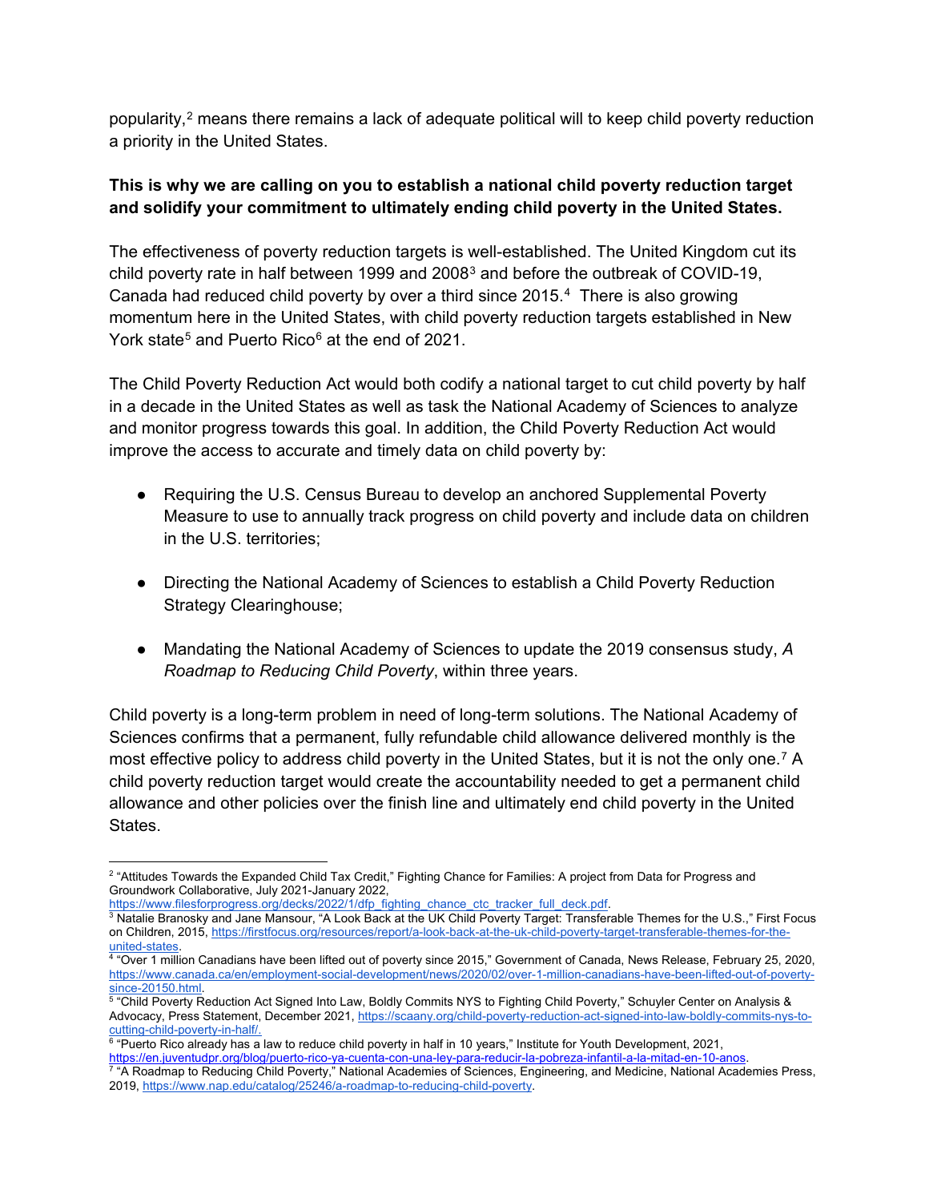popularity,[2] means there remains a lack of adequate political will to keep child poverty reduction a priority in the United States.

**This is why we are calling on you to establish a national child poverty reduction target and solidify your commitment to ultimately ending child poverty in the United States.**

The effectiveness of poverty reduction targets is well-established. The United Kingdom cut its child poverty rate in half between 1999 and 2008[3] and before the outbreak of COVID-19, Canada had reduced child poverty by over a third since 2015.[4] There is also growing momentum here in the United States, with child poverty reduction targets established in New York state[5] and Puerto Rico[6] at the end of 2021.

The Child Poverty Reduction Act would both codify a national target to cut child poverty by half in a decade in the United States as well as task the National Academy of Sciences to analyze and monitor progress towards this goal. In addition, the Child Poverty Reduction Act would improve the access to accurate and timely data on child poverty by:

- Requiring the U.S. Census Bureau to develop an anchored Supplemental Poverty Measure to use to annually track progress on child poverty and include data on children in the U.S. territories;
- Directing the National Academy of Sciences to establish a Child Poverty Reduction Strategy Clearinghouse;
- Mandating the National Academy of Sciences to update the 2019 consensus study, *A Roadmap to Reducing Child Poverty*, within three years.

Child poverty is a long-term problem in need of long-term solutions. The National Academy of Sciences confirms that a permanent, fully refundable child allowance delivered monthly is the most effective policy to address child poverty in the United States, but it is not the only one.[7] A child poverty reduction target would create the accountability needed to get a permanent child allowance and other policies over the finish line and ultimately end child poverty in the United States.

---

[2] "Attitudes Towards the Expanded Child Tax Credit," Fighting Chance for Families: A project from Data for Progress and Groundwork Collaborative, July 2021-January 2022, https://www.filesforprogress.org/decks/2022/1/dfp_fighting_chance_ctc_tracker_full_deck.pdf.

[3] Natalie Branosky and Jane Mansour, "A Look Back at the UK Child Poverty Target: Transferable Themes for the U.S.," First Focus on Children, 2015, https://firstfocus.org/resources/report/a-look-back-at-the-uk-child-poverty-target-transferable-themes-for-the-united-states.

[4] "Over 1 million Canadians have been lifted out of poverty since 2015," Government of Canada, News Release, February 25, 2020, https://www.canada.ca/en/employment-social-development/news/2020/02/over-1-million-canadians-have-been-lifted-out-of-poverty-since-20150.html.

[5] "Child Poverty Reduction Act Signed Into Law, Boldly Commits NYS to Fighting Child Poverty," Schuyler Center on Analysis & Advocacy, Press Statement, December 2021, https://scaany.org/child-poverty-reduction-act-signed-into-law-boldly-commits-nys-to-cutting-child-poverty-in-half/.

[6] "Puerto Rico already has a law to reduce child poverty in half in 10 years," Institute for Youth Development, 2021, https://en.juventudpr.org/blog/puerto-rico-ya-cuenta-con-una-ley-para-reducir-la-pobreza-infantil-a-la-mitad-en-10-anos.

[7] "A Roadmap to Reducing Child Poverty," National Academies of Sciences, Engineering, and Medicine, National Academies Press, 2019, https://www.nap.edu/catalog/25246/a-roadmap-to-reducing-child-poverty.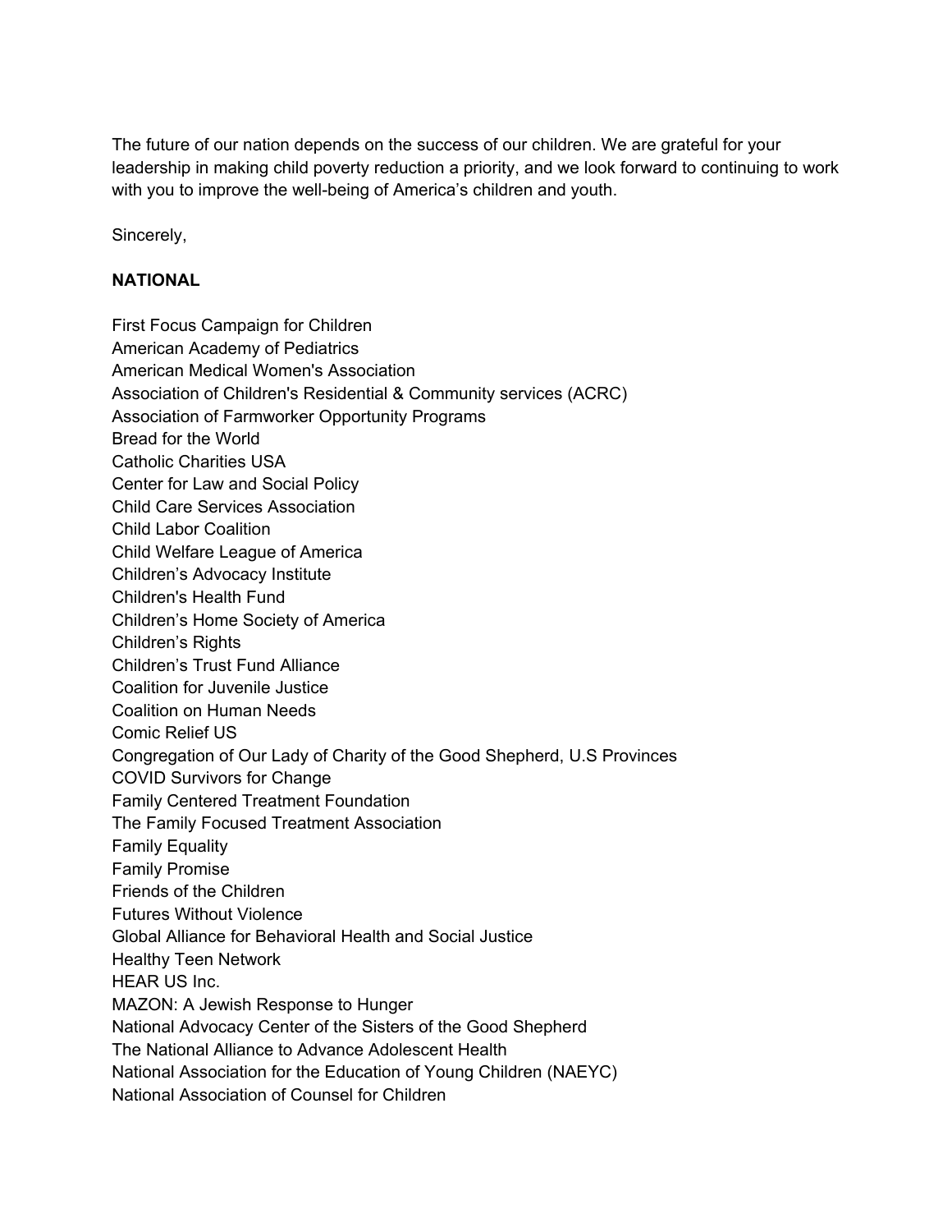The future of our nation depends on the success of our children. We are grateful for your leadership in making child poverty reduction a priority, and we look forward to continuing to work with you to improve the well-being of America's children and youth.

Sincerely,

**NATIONAL**

First Focus Campaign for Children
American Academy of Pediatrics
American Medical Women's Association
Association of Children's Residential & Community services (ACRC)
Association of Farmworker Opportunity Programs
Bread for the World
Catholic Charities USA
Center for Law and Social Policy
Child Care Services Association
Child Labor Coalition
Child Welfare League of America
Children's Advocacy Institute
Children's Health Fund
Children's Home Society of America
Children's Rights
Children's Trust Fund Alliance
Coalition for Juvenile Justice
Coalition on Human Needs
Comic Relief US
Congregation of Our Lady of Charity of the Good Shepherd, U.S Provinces
COVID Survivors for Change
Family Centered Treatment Foundation
The Family Focused Treatment Association
Family Equality
Family Promise
Friends of the Children
Futures Without Violence
Global Alliance for Behavioral Health and Social Justice
Healthy Teen Network
HEAR US Inc.
MAZON: A Jewish Response to Hunger
National Advocacy Center of the Sisters of the Good Shepherd
The National Alliance to Advance Adolescent Health
National Association for the Education of Young Children (NAEYC)
National Association of Counsel for Children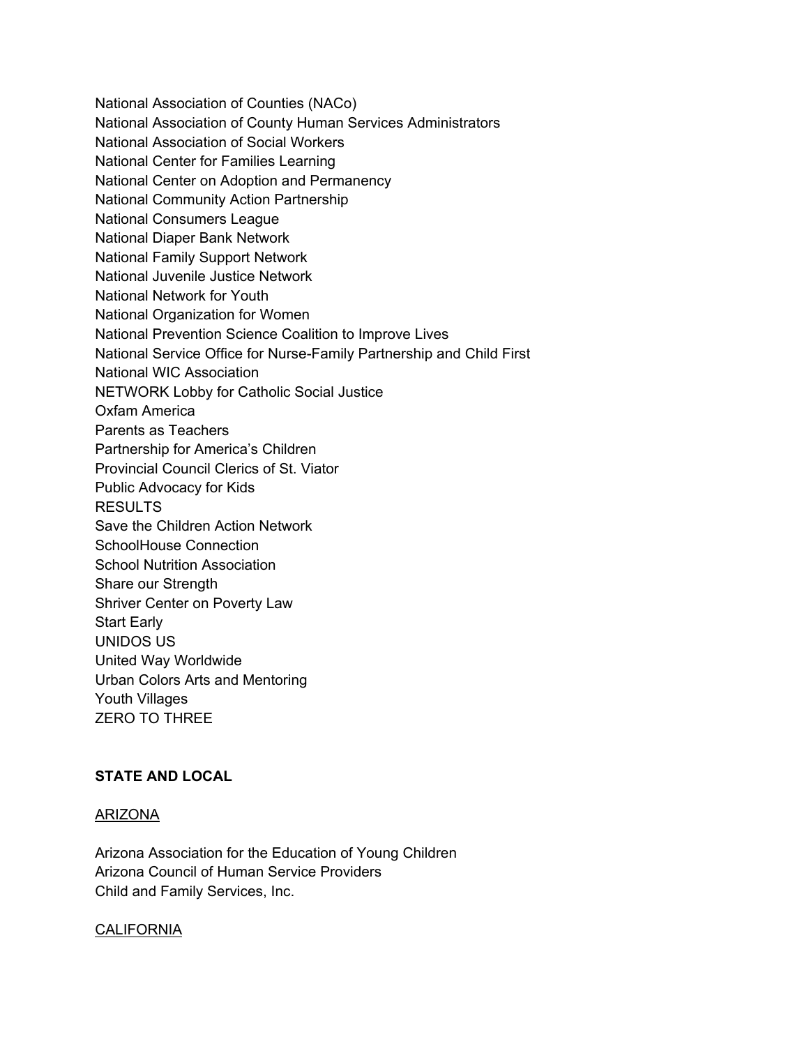National Association of Counties (NACo)
National Association of County Human Services Administrators
National Association of Social Workers
National Center for Families Learning
National Center on Adoption and Permanency
National Community Action Partnership
National Consumers League
National Diaper Bank Network
National Family Support Network
National Juvenile Justice Network
National Network for Youth
National Organization for Women
National Prevention Science Coalition to Improve Lives
National Service Office for Nurse-Family Partnership and Child First
National WIC Association
NETWORK Lobby for Catholic Social Justice
Oxfam America
Parents as Teachers
Partnership for America's Children
Provincial Council Clerics of St. Viator
Public Advocacy for Kids
RESULTS
Save the Children Action Network
SchoolHouse Connection
School Nutrition Association
Share our Strength
Shriver Center on Poverty Law
Start Early
UNIDOS US
United Way Worldwide
Urban Colors Arts and Mentoring
Youth Villages
ZERO TO THREE

**STATE AND LOCAL**

ARIZONA

Arizona Association for the Education of Young Children
Arizona Council of Human Service Providers
Child and Family Services, Inc.

CALIFORNIA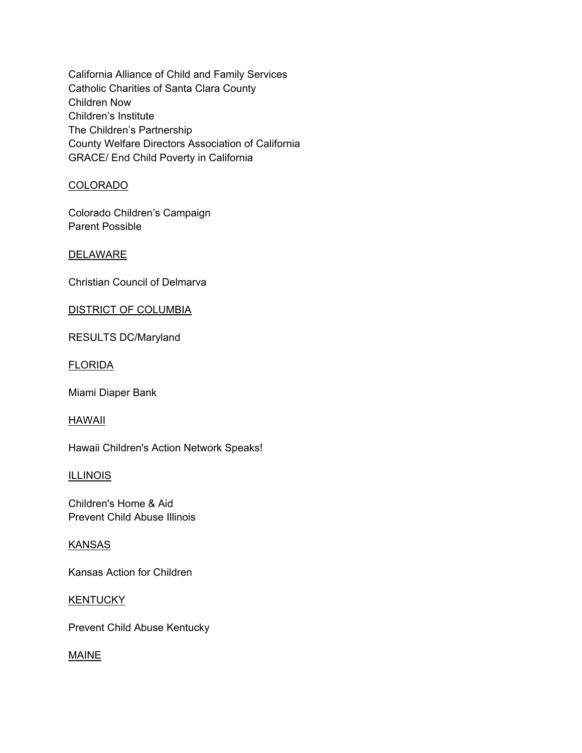California Alliance of Child and Family Services
Catholic Charities of Santa Clara County
Children Now
Children’s Institute
The Children’s Partnership
County Welfare Directors Association of California
GRACE/ End Child Poverty in California

COLORADO

Colorado Children’s Campaign
Parent Possible

DELAWARE

Christian Council of Delmarva

DISTRICT OF COLUMBIA

RESULTS DC/Maryland

FLORIDA

Miami Diaper Bank

HAWAII

Hawaii Children's Action Network Speaks!

ILLINOIS

Children's Home & Aid
Prevent Child Abuse Illinois

KANSAS

Kansas Action for Children

KENTUCKY

Prevent Child Abuse Kentucky

MAINE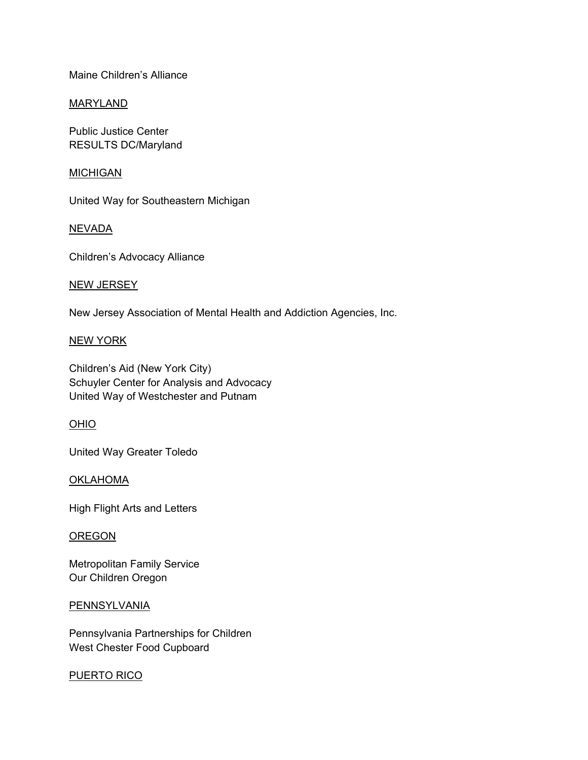Maine Children's Alliance

<u>MARYLAND</u>

Public Justice Center
RESULTS DC/Maryland

<u>MICHIGAN</u>

United Way for Southeastern Michigan

<u>NEVADA</u>

Children's Advocacy Alliance

<u>NEW JERSEY</u>

New Jersey Association of Mental Health and Addiction Agencies, Inc.

<u>NEW YORK</u>

Children's Aid (New York City)
Schuyler Center for Analysis and Advocacy
United Way of Westchester and Putnam

<u>OHIO</u>

United Way Greater Toledo

<u>OKLAHOMA</u>

High Flight Arts and Letters

<u>OREGON</u>

Metropolitan Family Service
Our Children Oregon

<u>PENNSYLVANIA</u>

Pennsylvania Partnerships for Children
West Chester Food Cupboard

<u>PUERTO RICO</u>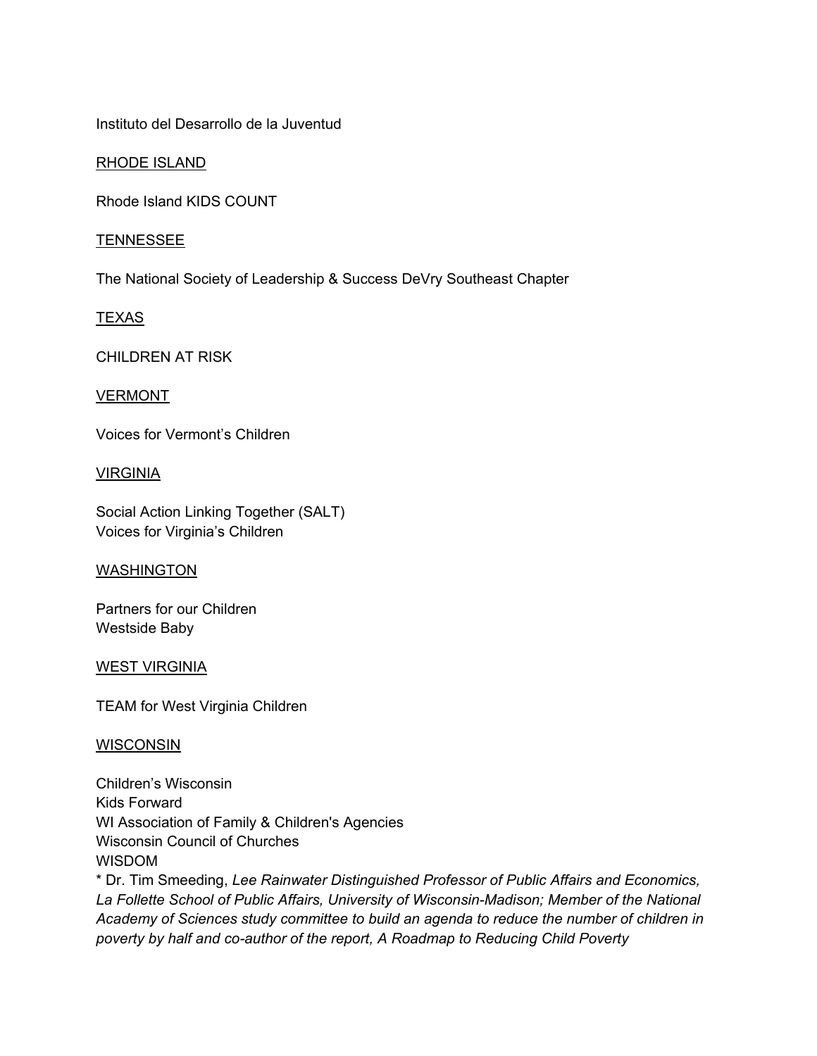Instituto del Desarrollo de la Juventud

RHODE ISLAND

Rhode Island KIDS COUNT

TENNESSEE

The National Society of Leadership & Success DeVry Southeast Chapter

TEXAS

CHILDREN AT RISK

VERMONT

Voices for Vermont's Children

VIRGINIA

Social Action Linking Together (SALT)
Voices for Virginia's Children

WASHINGTON

Partners for our Children
Westside Baby

WEST VIRGINIA

TEAM for West Virginia Children

WISCONSIN

Children's Wisconsin
Kids Forward
WI Association of Family & Children's Agencies
Wisconsin Council of Churches
WISDOM
* Dr. Tim Smeeding, *Lee Rainwater Distinguished Professor of Public Affairs and Economics, La Follette School of Public Affairs, University of Wisconsin-Madison; Member of the National Academy of Sciences study committee to build an agenda to reduce the number of children in poverty by half and co-author of the report, A Roadmap to Reducing Child Poverty*